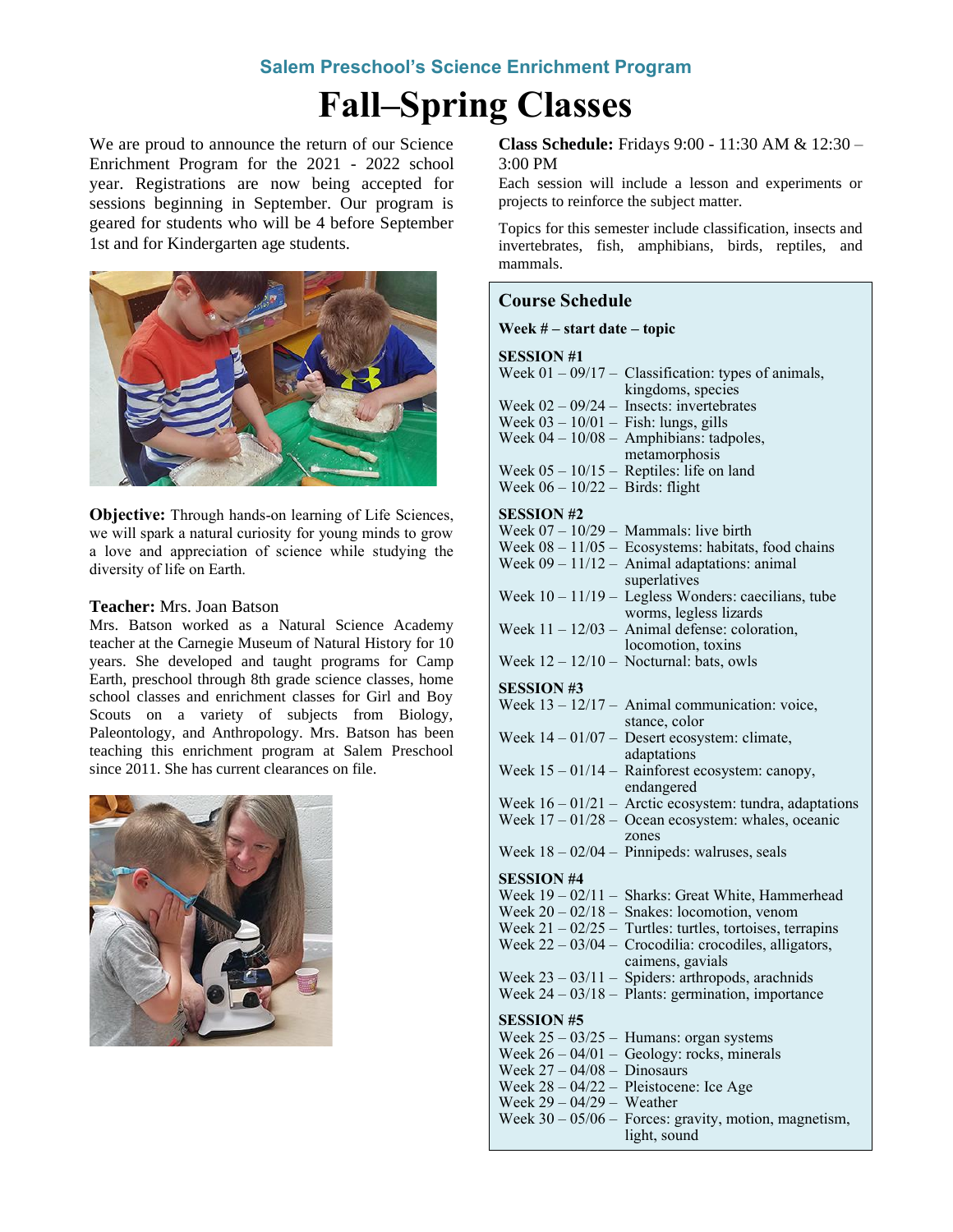### Salem Preschool's Science Enrichment Program

# Fall–Spring Classes

We are proud to announce the return of our Science Enrichment Program for the 2021 - 2022 school year. Registrations are now being accepted for sessions beginning in September. Our program is geared for students who will be 4 before September 1st and for Kindergarten age students.

**Objective:** Through hands-on learning of Life Sciences, we will spark a natural curiosity for young minds to grow a love and appreciation of science while studying the diversity of life on Earth.

**Teacher:** Mrs. Joan Batson

Mrs. Batson worked as a Natural Science Academy teacher at the Carnegie Museum of Natural History for 10 years. She developed and taught programs for Camp Earth, preschool through 8th grade science classes, home school classes and enrichment classes for Girl and Boy Scouts on a variety of subjects from Biology, Paleontology, and Anthropology. Mrs. Batson has been teaching this enrichment program at Salem Preschool since 2011. She has current clearances on file.

**Class Schedule:** Fridays 9:00 - 11:30 AM & 12:30 – 3:00 PM

Each session will include a lesson and experiments or projects to reinforce the subject matter.

Topics for this semester include classification, insects and invertebrates, fish, amphibians, birds, reptiles, and mammals.

## Course Schedule

**Week # – start date – topic**

**SESSION #1**

- Week 01 – 09/17 – Classification: types of animals, kingdoms, species
- Week 02 – 09/24 – Insects: invertebrates
- Week 03 – 10/01 – Fish: lungs, gills
- Week 04 – 10/08 – Amphibians: tadpoles, metamorphosis
- Week 05 – 10/15 – Reptiles: life on land
- Week 06 – 10/22 – Birds: flight

**SESSION #2**

- Week 07 – 10/29 – Mammals: live birth
- Week 08 – 11/05 – Ecosystems: habitats, food chains
- Week 09 – 11/12 – Animal adaptations: animal superlatives
- Week 10 – 11/19 – Legless Wonders: caecilians, tube worms, legless lizards
- Week 11 – 12/03 – Animal defense: coloration, locomotion, toxins
- Week 12 – 12/10 – Nocturnal: bats, owls

**SESSION #3**

- Week 13 – 12/17 – Animal communication: voice, stance, color
- Week 14 – 01/07 – Desert ecosystem: climate, adaptations
- Week 15 – 01/14 – Rainforest ecosystem: canopy, endangered
- Week 16 – 01/21 – Arctic ecosystem: tundra, adaptations
- Week 17 – 01/28 – Ocean ecosystem: whales, oceanic zones
- Week 18 – 02/04 – Pinnipeds: walruses, seals

**SESSION #4**

- Week 19 – 02/11 – Sharks: Great White, Hammerhead
- Week 20 – 02/18 – Snakes: locomotion, venom
- Week 21 – 02/25 – Turtles: turtles, tortoises, terrapins
- Week 22 – 03/04 – Crocodilia: crocodiles, alligators, caimens, gavials
- Week 23 – 03/11 – Spiders: arthropods, arachnids
- Week 24 – 03/18 – Plants: germination, importance

**SESSION #5**

- Week 25 – 03/25 – Humans: organ systems
- Week 26 – 04/01 – Geology: rocks, minerals
- Week 27 – 04/08 – Dinosaurs
- Week 28 – 04/22 – Pleistocene: Ice Age
- Week 29 – 04/29 – Weather
- Week 30 – 05/06 – Forces: gravity, motion, magnetism, light, sound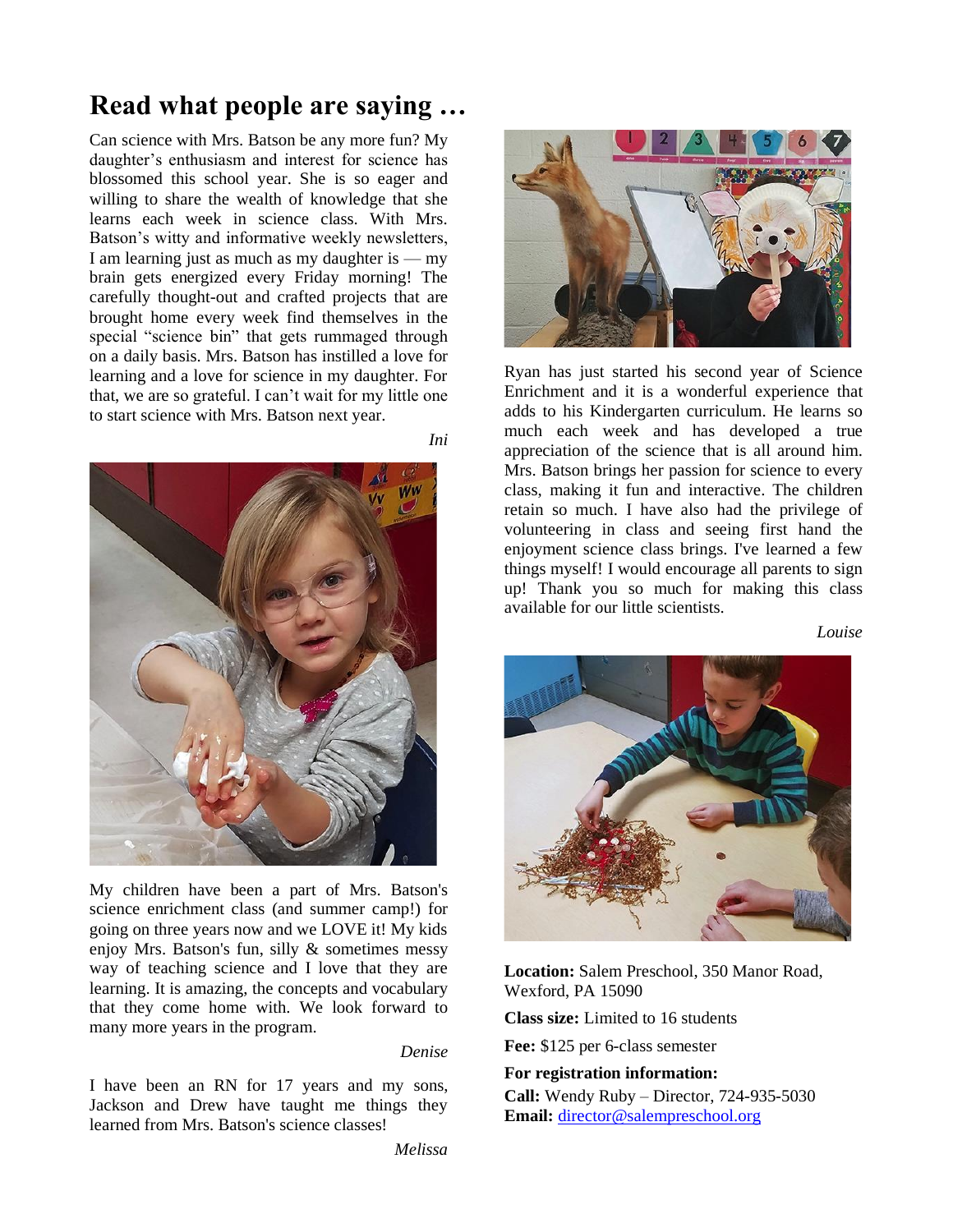# Read what people are saying …

Can science with Mrs. Batson be any more fun? My daughter's enthusiasm and interest for science has blossomed this school year. She is so eager and willing to share the wealth of knowledge that she learns each week in science class. With Mrs. Batson's witty and informative weekly newsletters, I am learning just as much as my daughter is — my brain gets energized every Friday morning! The carefully thought-out and crafted projects that are brought home every week find themselves in the special "science bin" that gets rummaged through on a daily basis. Mrs. Batson has instilled a love for learning and a love for science in my daughter. For that, we are so grateful. I can't wait for my little one to start science with Mrs. Batson next year.

*Ini*

My children have been a part of Mrs. Batson's science enrichment class (and summer camp!) for going on three years now and we LOVE it! My kids enjoy Mrs. Batson's fun, silly & sometimes messy way of teaching science and I love that they are learning. It is amazing, the concepts and vocabulary that they come home with. We look forward to many more years in the program.

*Denise*

I have been an RN for 17 years and my sons, Jackson and Drew have taught me things they learned from Mrs. Batson's science classes!

*Melissa*

Ryan has just started his second year of Science Enrichment and it is a wonderful experience that adds to his Kindergarten curriculum. He learns so much each week and has developed a true appreciation of the science that is all around him. Mrs. Batson brings her passion for science to every class, making it fun and interactive. The children retain so much. I have also had the privilege of volunteering in class and seeing first hand the enjoyment science class brings. I've learned a few things myself! I would encourage all parents to sign up! Thank you so much for making this class available for our little scientists.

*Louise*

**Location:** Salem Preschool, 350 Manor Road, Wexford, PA 15090

**Class size:** Limited to 16 students

**Fee:** $125 per 6-class semester

**For registration information:**

**Call:** Wendy Ruby – Director, 724-935-5030
**Email:** director@salempreschool.org